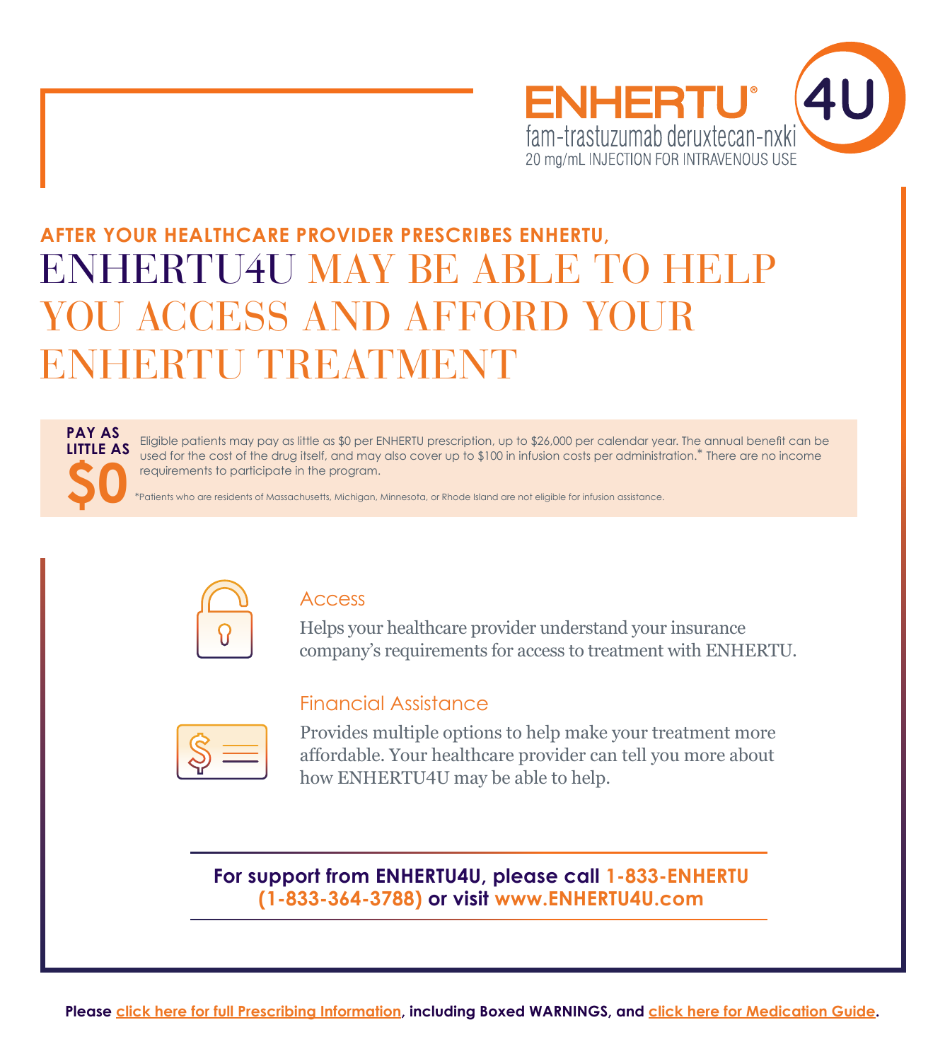**ENHERTU®** **4U**

fam-trastuzumab deruxtecan-nxki

20 mg/mL INJECTION FOR INTRAVENOUS USE

**AFTER YOUR HEALTHCARE PROVIDER PRESCRIBES ENHERTU,**

# ENHERTU4U MAY BE ABLE TO HELP YOU ACCESS AND AFFORD YOUR ENHERTU TREATMENT

**PAY AS LITTLE AS $0**

Eligible patients may pay as little as $0 per ENHERTU prescription, up to $26,000 per calendar year. The annual benefit can be used for the cost of the drug itself, and may also cover up to $100 in infusion costs per administration.* There are no income requirements to participate in the program.

*Patients who are residents of Massachusetts, Michigan, Minnesota, or Rhode Island are not eligible for infusion assistance.

## Access

Helps your healthcare provider understand your insurance company's requirements for access to treatment with ENHERTU.

## Financial Assistance

Provides multiple options to help make your treatment more affordable. Your healthcare provider can tell you more about how ENHERTU4U may be able to help.

**For support from ENHERTU4U, please call 1-833-ENHERTU (1-833-364-3788) or visit www.ENHERTU4U.com**

**Please click here for full Prescribing Information, including Boxed WARNINGS, and click here for Medication Guide.**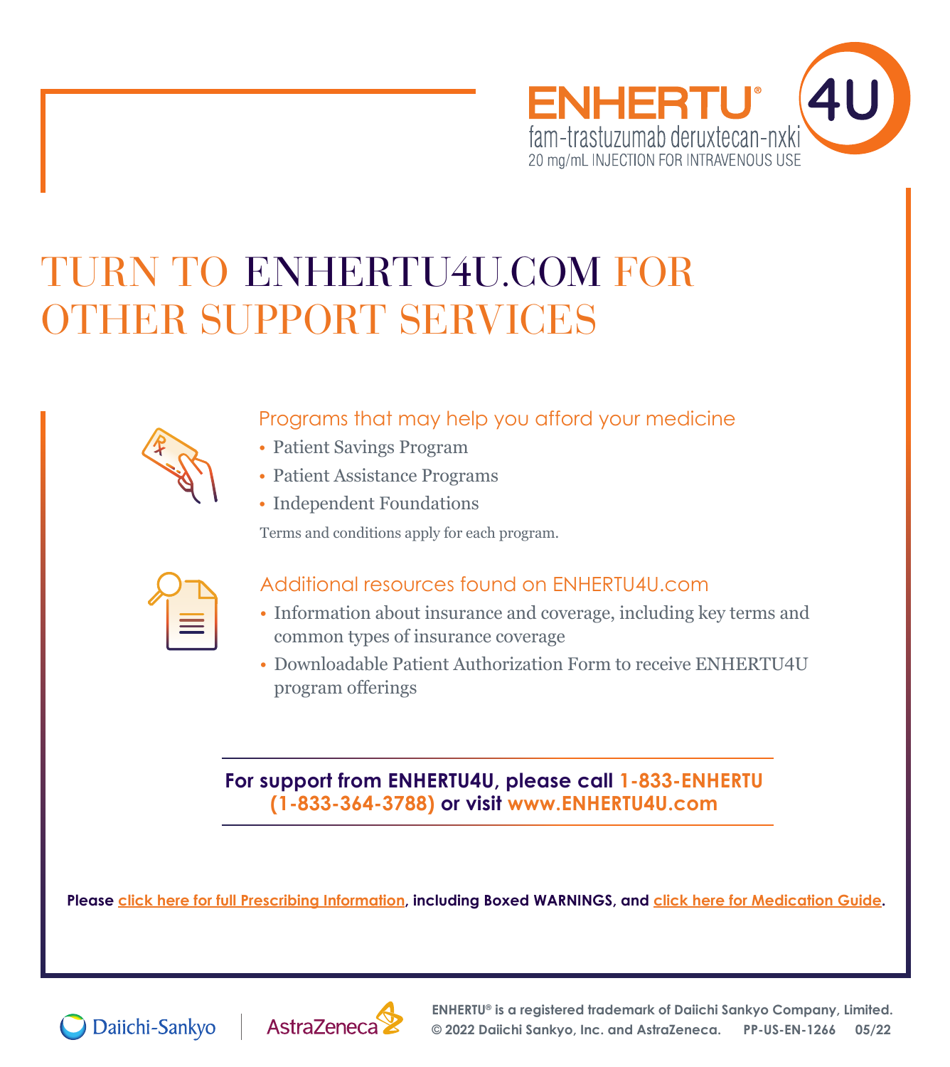**ENHERTU®** fam-trastuzumab deruxtecan-nxki
20 mg/mL INJECTION FOR INTRAVENOUS USE

**4U**

# TURN TO ENHERTU4U.COM FOR OTHER SUPPORT SERVICES

### Programs that may help you afford your medicine

- Patient Savings Program
- Patient Assistance Programs
- Independent Foundations

Terms and conditions apply for each program.

### Additional resources found on ENHERTU4U.com

- Information about insurance and coverage, including key terms and common types of insurance coverage
- Downloadable Patient Authorization Form to receive ENHERTU4U program offerings

**For support from ENHERTU4U, please call 1-833-ENHERTU (1-833-364-3788) or visit www.ENHERTU4U.com**

**Please click here for full Prescribing Information, including Boxed WARNINGS, and click here for Medication Guide.**

Daiichi-Sankyo | AstraZeneca

**ENHERTU® is a registered trademark of Daiichi Sankyo Company, Limited.**
**© 2022 Daiichi Sankyo, Inc. and AstraZeneca. PP-US-EN-1266 05/22**